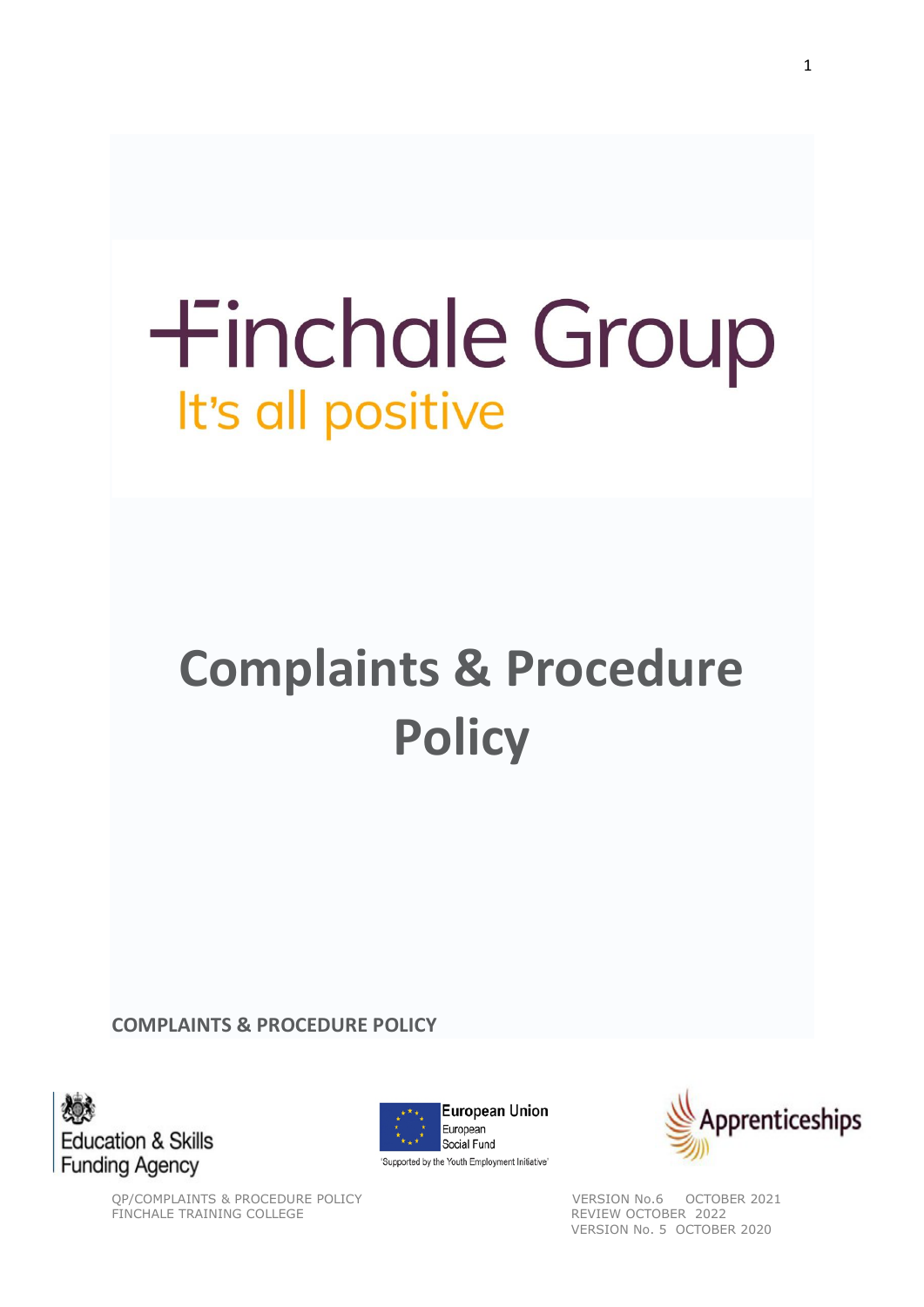# Finchale Group

It's all positive

# Complaints & Procedure Policy

**COMPLAINTS & PROCEDURE POLICY**

Education & Skills Funding Agency

European Union
European Social Fund
'Supported by the Youth Employment Initiative'

Apprenticeships

QP/COMPLAINTS & PROCEDURE POLICY
FINCHALE TRAINING COLLEGE

VERSION No.6 OCTOBER 2021
REVIEW OCTOBER 2022
VERSION No. 5 OCTOBER 2020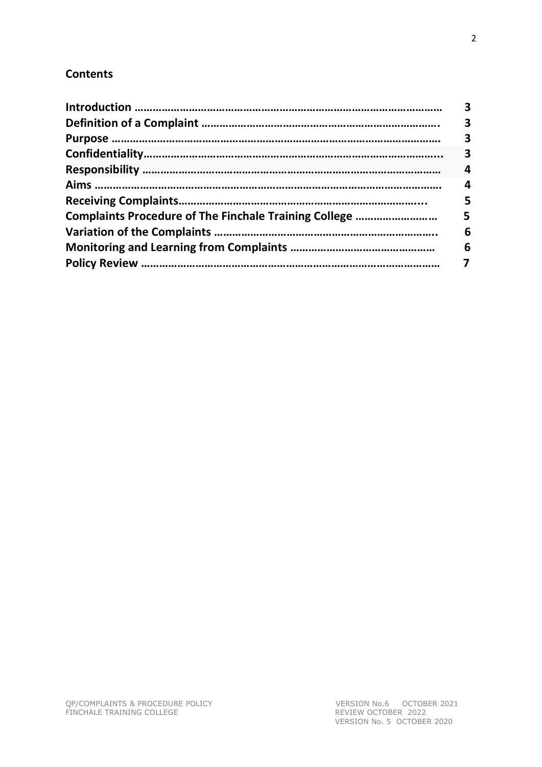## Contents

| | |
|---|---|
| **Introduction ……………………………………………………………………………………** | **3** |
| **Definition of a Complaint …………………………………………………………………….** | **3** |
| **Purpose ………………………………………………………………………………………….** | **3** |
| **Confidentiality………………………………………………………………………………...** | **3** |
| **Responsibility ………………………………………………………………………………** | **4** |
| **Aims ……………………………………………………………………………………………** | **4** |
| **Receiving Complaints……………………………………………………………………....** | **5** |
| **Complaints Procedure of The Finchale Training College ……………………** | **5** |
| **Variation of the Complaints ……………………………………………………………..** | **6** |
| **Monitoring and Learning from Complaints …………………………………………** | **6** |
| **Policy Review ………………………………………………………………………………** | **7** |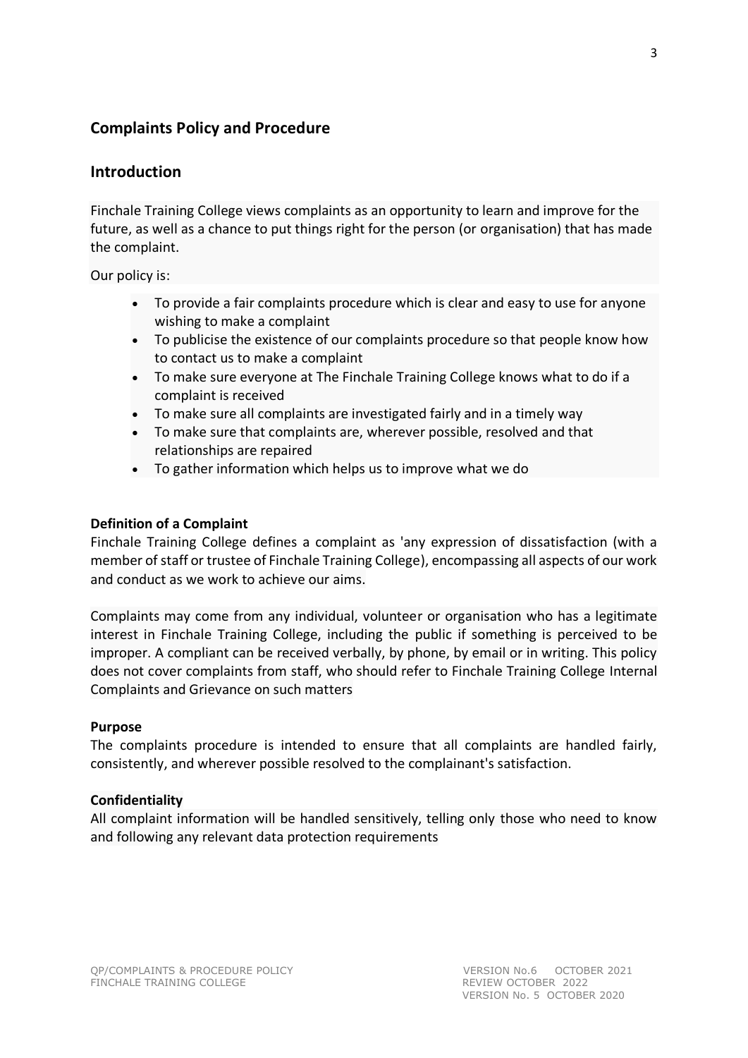## Complaints Policy and Procedure

## Introduction

Finchale Training College views complaints as an opportunity to learn and improve for the future, as well as a chance to put things right for the person (or organisation) that has made the complaint.

Our policy is:

- To provide a fair complaints procedure which is clear and easy to use for anyone wishing to make a complaint
- To publicise the existence of our complaints procedure so that people know how to contact us to make a complaint
- To make sure everyone at The Finchale Training College knows what to do if a complaint is received
- To make sure all complaints are investigated fairly and in a timely way
- To make sure that complaints are, wherever possible, resolved and that relationships are repaired
- To gather information which helps us to improve what we do

**Definition of a Complaint**

Finchale Training College defines a complaint as 'any expression of dissatisfaction (with a member of staff or trustee of Finchale Training College), encompassing all aspects of our work and conduct as we work to achieve our aims.

Complaints may come from any individual, volunteer or organisation who has a legitimate interest in Finchale Training College, including the public if something is perceived to be improper. A compliant can be received verbally, by phone, by email or in writing. This policy does not cover complaints from staff, who should refer to Finchale Training College Internal Complaints and Grievance on such matters

**Purpose**

The complaints procedure is intended to ensure that all complaints are handled fairly, consistently, and wherever possible resolved to the complainant's satisfaction.

**Confidentiality**

All complaint information will be handled sensitively, telling only those who need to know and following any relevant data protection requirements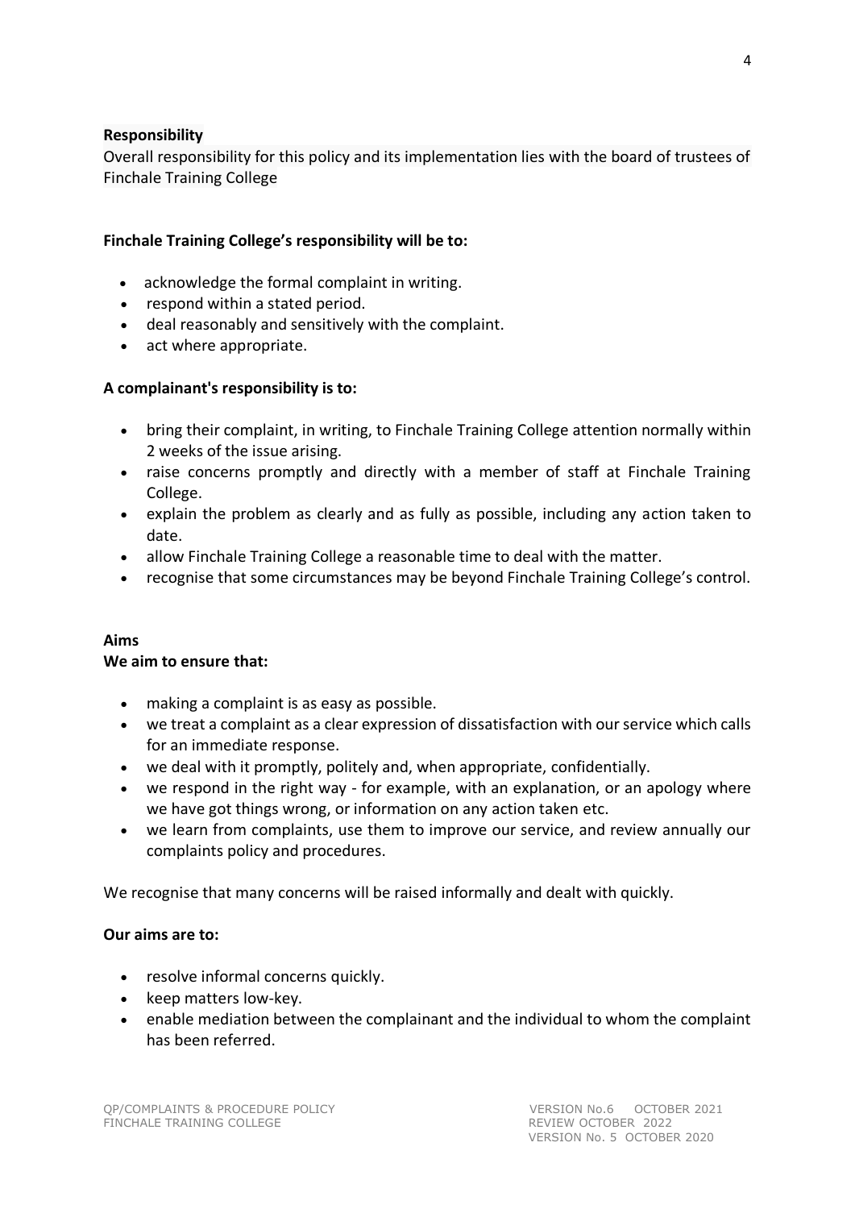**Responsibility**

Overall responsibility for this policy and its implementation lies with the board of trustees of Finchale Training College

**Finchale Training College's responsibility will be to:**

- acknowledge the formal complaint in writing.
- respond within a stated period.
- deal reasonably and sensitively with the complaint.
- act where appropriate.

**A complainant's responsibility is to:**

- bring their complaint, in writing, to Finchale Training College attention normally within 2 weeks of the issue arising.
- raise concerns promptly and directly with a member of staff at Finchale Training College.
- explain the problem as clearly and as fully as possible, including any action taken to date.
- allow Finchale Training College a reasonable time to deal with the matter.
- recognise that some circumstances may be beyond Finchale Training College's control.

**Aims**

**We aim to ensure that:**

- making a complaint is as easy as possible.
- we treat a complaint as a clear expression of dissatisfaction with our service which calls for an immediate response.
- we deal with it promptly, politely and, when appropriate, confidentially.
- we respond in the right way - for example, with an explanation, or an apology where we have got things wrong, or information on any action taken etc.
- we learn from complaints, use them to improve our service, and review annually our complaints policy and procedures.

We recognise that many concerns will be raised informally and dealt with quickly.

**Our aims are to:**

- resolve informal concerns quickly.
- keep matters low-key.
- enable mediation between the complainant and the individual to whom the complaint has been referred.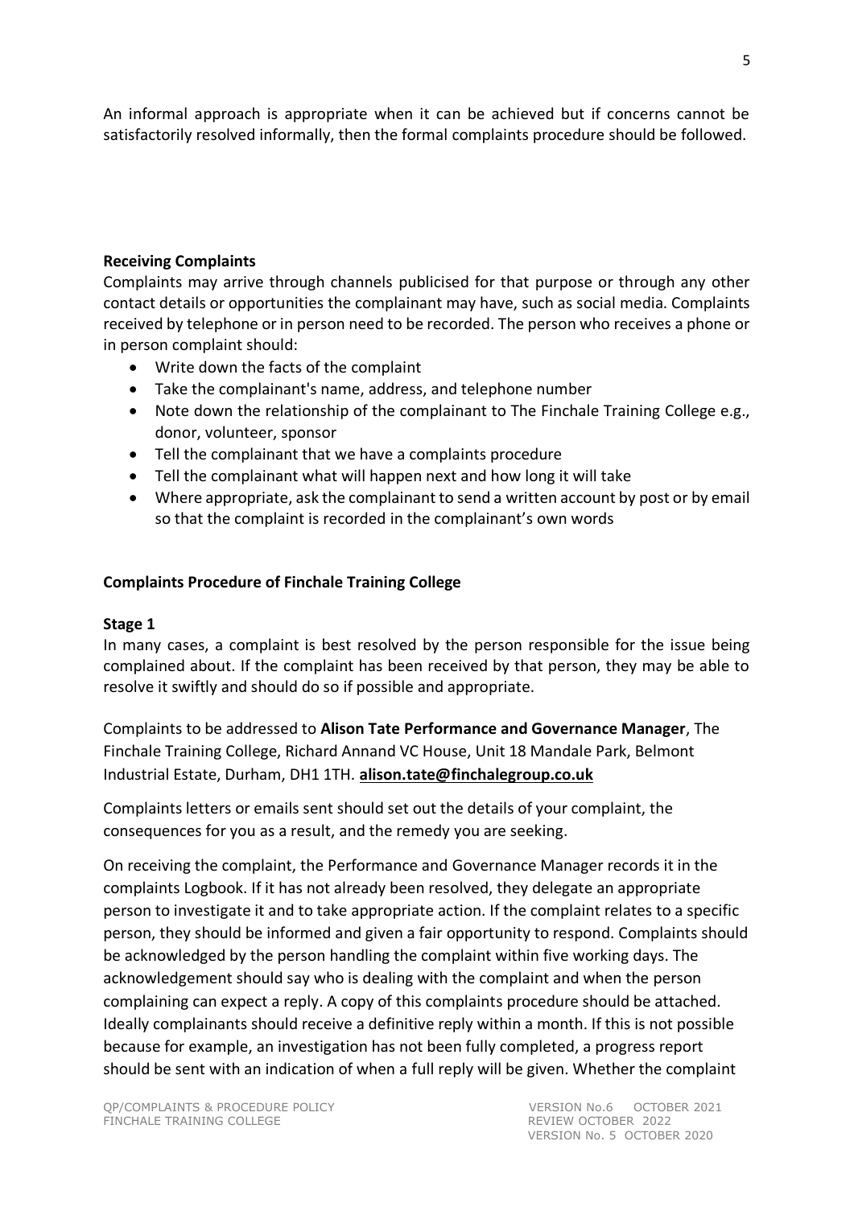An informal approach is appropriate when it can be achieved but if concerns cannot be satisfactorily resolved informally, then the formal complaints procedure should be followed.

**Receiving Complaints**

Complaints may arrive through channels publicised for that purpose or through any other contact details or opportunities the complainant may have, such as social media. Complaints received by telephone or in person need to be recorded. The person who receives a phone or in person complaint should:

- Write down the facts of the complaint
- Take the complainant's name, address, and telephone number
- Note down the relationship of the complainant to The Finchale Training College e.g., donor, volunteer, sponsor
- Tell the complainant that we have a complaints procedure
- Tell the complainant what will happen next and how long it will take
- Where appropriate, ask the complainant to send a written account by post or by email so that the complaint is recorded in the complainant's own words

**Complaints Procedure of Finchale Training College**

**Stage 1**

In many cases, a complaint is best resolved by the person responsible for the issue being complained about. If the complaint has been received by that person, they may be able to resolve it swiftly and should do so if possible and appropriate.

Complaints to be addressed to **Alison Tate Performance and Governance Manager**, The Finchale Training College, Richard Annand VC House, Unit 18 Mandale Park, Belmont Industrial Estate, Durham, DH1 1TH. **alison.tate@finchalegroup.co.uk**

Complaints letters or emails sent should set out the details of your complaint, the consequences for you as a result, and the remedy you are seeking.

On receiving the complaint, the Performance and Governance Manager records it in the complaints Logbook. If it has not already been resolved, they delegate an appropriate person to investigate it and to take appropriate action. If the complaint relates to a specific person, they should be informed and given a fair opportunity to respond. Complaints should be acknowledged by the person handling the complaint within five working days. The acknowledgement should say who is dealing with the complaint and when the person complaining can expect a reply. A copy of this complaints procedure should be attached. Ideally complainants should receive a definitive reply within a month. If this is not possible because for example, an investigation has not been fully completed, a progress report should be sent with an indication of when a full reply will be given. Whether the complaint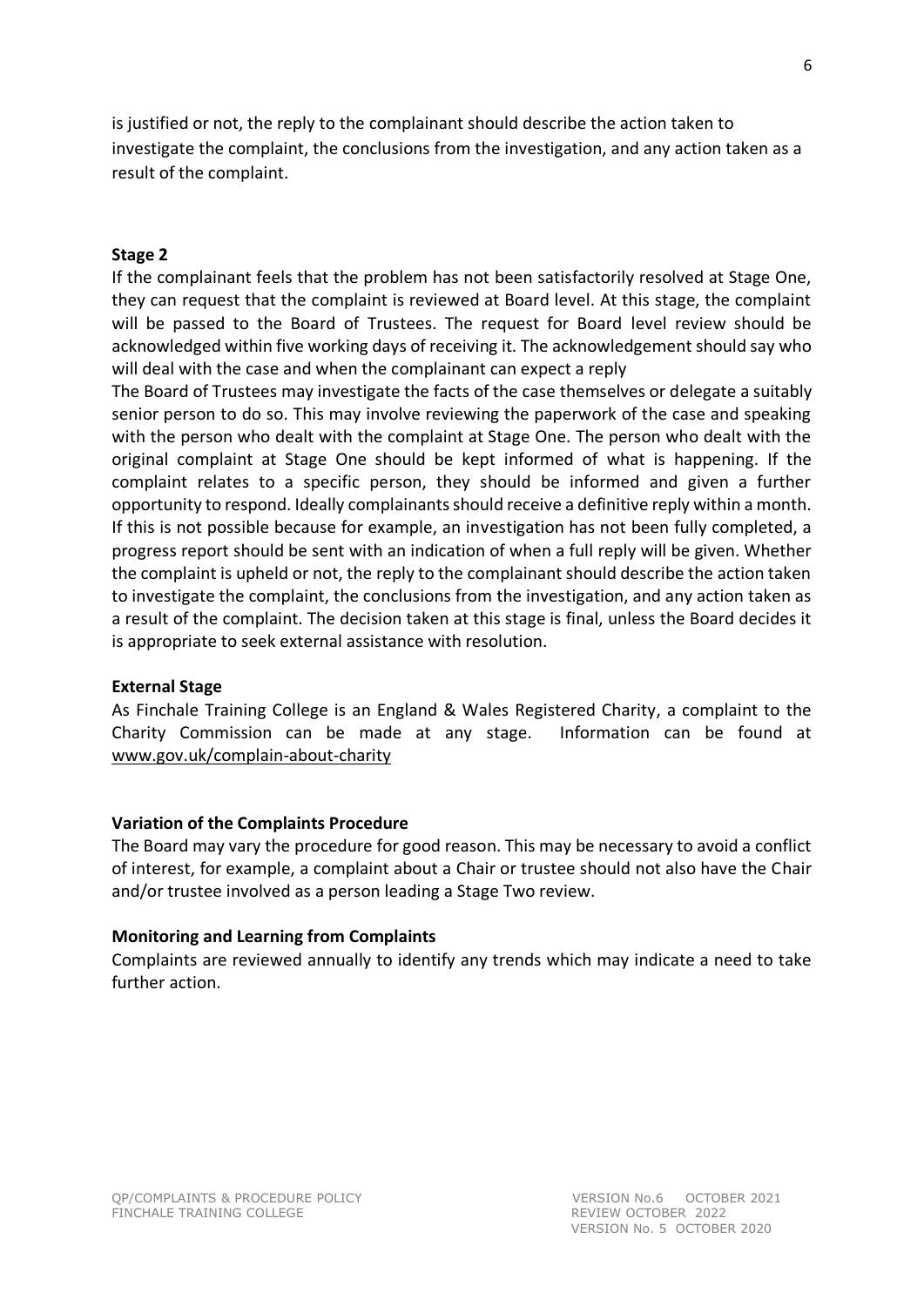is justified or not, the reply to the complainant should describe the action taken to investigate the complaint, the conclusions from the investigation, and any action taken as a result of the complaint.

**Stage 2**

If the complainant feels that the problem has not been satisfactorily resolved at Stage One, they can request that the complaint is reviewed at Board level. At this stage, the complaint will be passed to the Board of Trustees. The request for Board level review should be acknowledged within five working days of receiving it. The acknowledgement should say who will deal with the case and when the complainant can expect a reply

The Board of Trustees may investigate the facts of the case themselves or delegate a suitably senior person to do so. This may involve reviewing the paperwork of the case and speaking with the person who dealt with the complaint at Stage One. The person who dealt with the original complaint at Stage One should be kept informed of what is happening. If the complaint relates to a specific person, they should be informed and given a further opportunity to respond. Ideally complainants should receive a definitive reply within a month. If this is not possible because for example, an investigation has not been fully completed, a progress report should be sent with an indication of when a full reply will be given. Whether the complaint is upheld or not, the reply to the complainant should describe the action taken to investigate the complaint, the conclusions from the investigation, and any action taken as a result of the complaint. The decision taken at this stage is final, unless the Board decides it is appropriate to seek external assistance with resolution.

**External Stage**

As Finchale Training College is an England & Wales Registered Charity, a complaint to the Charity Commission can be made at any stage. Information can be found at www.gov.uk/complain-about-charity

**Variation of the Complaints Procedure**

The Board may vary the procedure for good reason. This may be necessary to avoid a conflict of interest, for example, a complaint about a Chair or trustee should not also have the Chair and/or trustee involved as a person leading a Stage Two review.

**Monitoring and Learning from Complaints**

Complaints are reviewed annually to identify any trends which may indicate a need to take further action.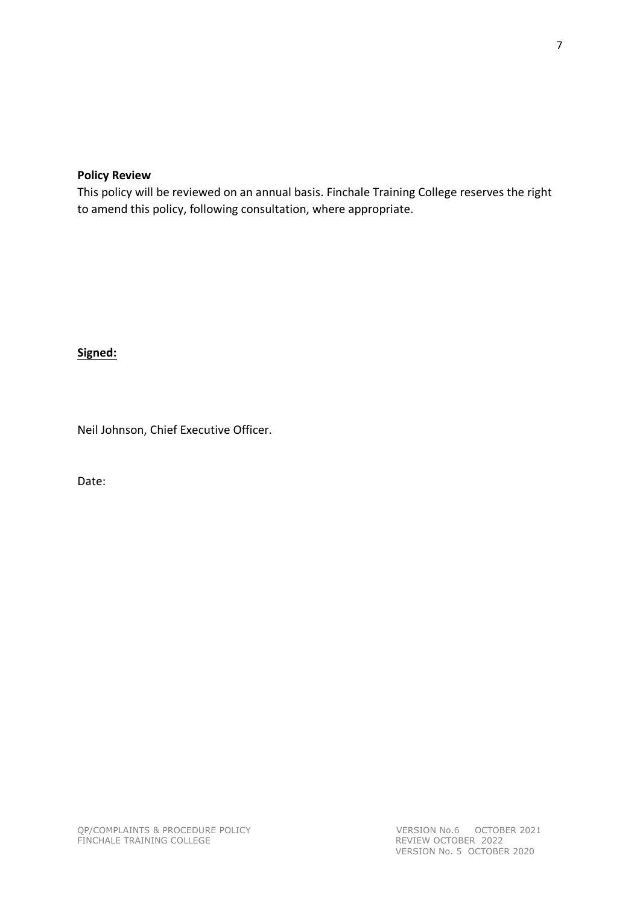**Policy Review**

This policy will be reviewed on an annual basis. Finchale Training College reserves the right to amend this policy, following consultation, where appropriate.

**Signed:**

Neil Johnson, Chief Executive Officer.

Date: